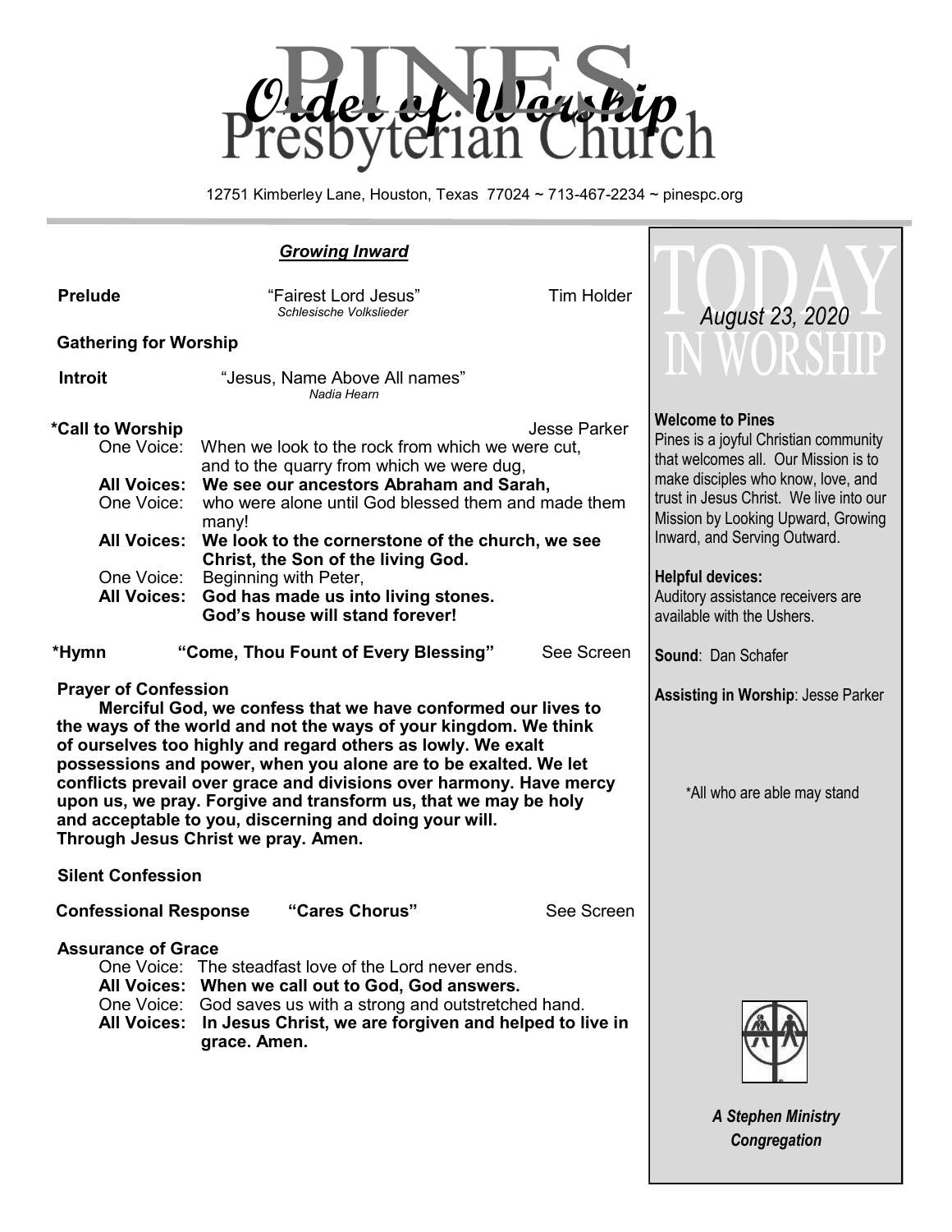# PINES Presbyterian Church

## *Order of Worship*

12751 Kimberley Lane, Houston, Texas 77024 ~ 713-467-2234 ~ pinespc.org

### ***Growing Inward***

**Prelude** "Fairest Lord Jesus" Tim Holder
*Schlesische Volkslieder*

**Gathering for Worship**

**Introit** "Jesus, Name Above All names"
*Nadia Hearn*

**\*Call to Worship** Jesse Parker

One Voice: When we look to the rock from which we were cut, and to the quarry from which we were dug,
**All Voices: We see our ancestors Abraham and Sarah,**
One Voice: who were alone until God blessed them and made them many!
**All Voices: We look to the cornerstone of the church, we see Christ, the Son of the living God.**
One Voice: Beginning with Peter,
**All Voices: God has made us into living stones. God's house will stand forever!**

**\*Hymn "Come, Thou Fount of Every Blessing"** See Screen

**Prayer of Confession**

**Merciful God, we confess that we have conformed our lives to the ways of the world and not the ways of your kingdom. We think of ourselves too highly and regard others as lowly. We exalt possessions and power, when you alone are to be exalted. We let conflicts prevail over grace and divisions over harmony. Have mercy upon us, we pray. Forgive and transform us, that we may be holy and acceptable to you, discerning and doing your will. Through Jesus Christ we pray. Amen.**

**Silent Confession**

**Confessional Response "Cares Chorus"** See Screen

**Assurance of Grace**

One Voice: The steadfast love of the Lord never ends.
**All Voices: When we call out to God, God answers.**
One Voice: God saves us with a strong and outstretched hand.
**All Voices: In Jesus Christ, we are forgiven and helped to live in grace. Amen.**

---

## TODAY IN WORSHIP

*August 23, 2020*

**Welcome to Pines**
Pines is a joyful Christian community that welcomes all. Our Mission is to make disciples who know, love, and trust in Jesus Christ. We live into our Mission by Looking Upward, Growing Inward, and Serving Outward.

**Helpful devices:**
Auditory assistance receivers are available with the Ushers.

**Sound**: Dan Schafer

**Assisting in Worship**: Jesse Parker

\*All who are able may stand

***A Stephen Ministry Congregation***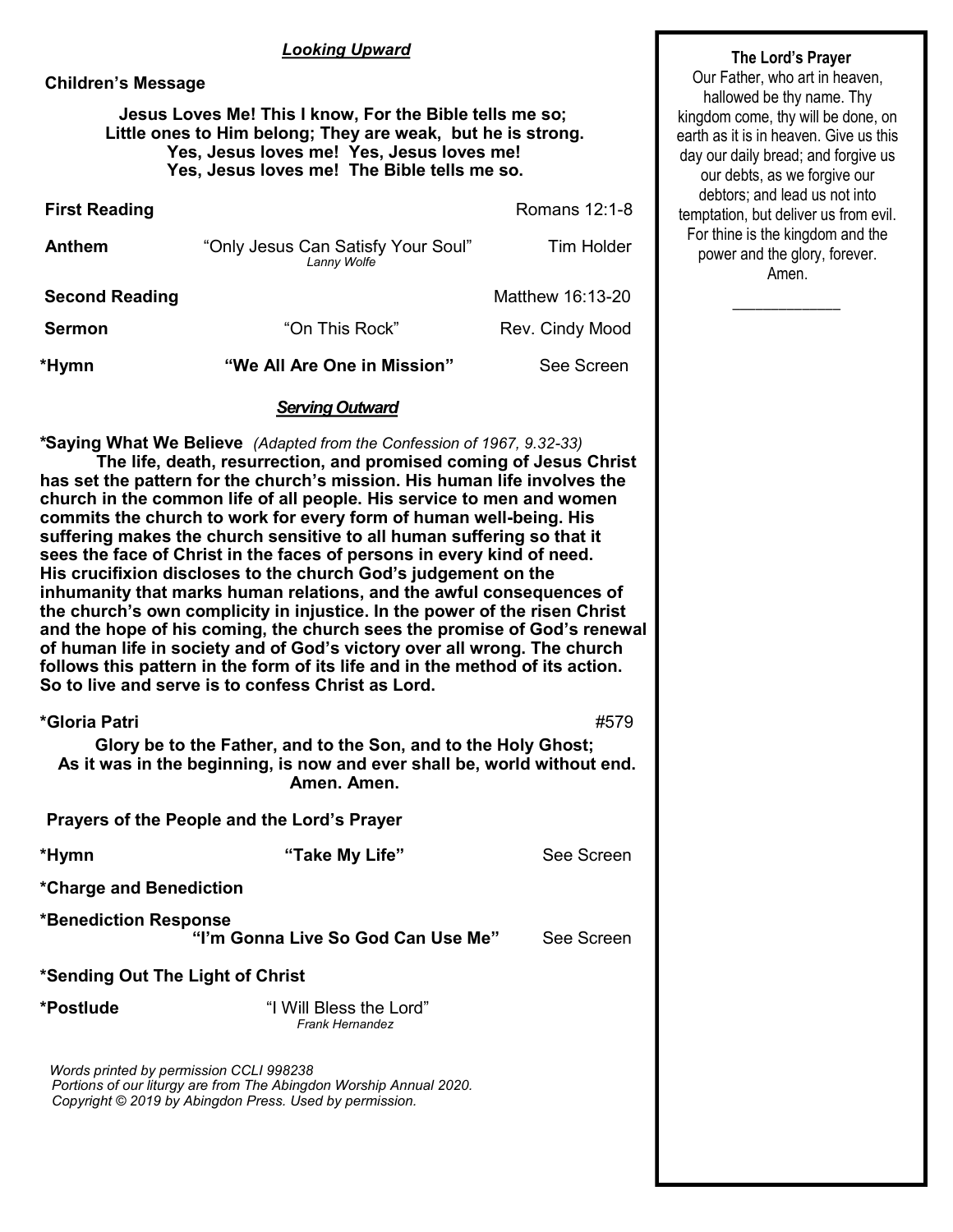## *Looking Upward*

**Children's Message**

**Jesus Loves Me! This I know, For the Bible tells me so;**
**Little ones to Him belong; They are weak, but he is strong.**
**Yes, Jesus loves me! Yes, Jesus loves me!**
**Yes, Jesus loves me! The Bible tells me so.**

**First Reading** Romans 12:1-8

**Anthem** "Only Jesus Can Satisfy Your Soul" Tim Holder
*Lanny Wolfe*

**Second Reading** Matthew 16:13-20

**Sermon** "On This Rock" Rev. Cindy Mood

**\*Hymn** **"We All Are One in Mission"** See Screen

## *Serving Outward*

**\*Saying What We Believe** *(Adapted from the Confession of 1967, 9.32-33)*

**The life, death, resurrection, and promised coming of Jesus Christ has set the pattern for the church's mission. His human life involves the church in the common life of all people. His service to men and women commits the church to work for every form of human well-being. His suffering makes the church sensitive to all human suffering so that it sees the face of Christ in the faces of persons in every kind of need. His crucifixion discloses to the church God's judgement on the inhumanity that marks human relations, and the awful consequences of the church's own complicity in injustice. In the power of the risen Christ and the hope of his coming, the church sees the promise of God's renewal of human life in society and of God's victory over all wrong. The church follows this pattern in the form of its life and in the method of its action. So to live and serve is to confess Christ as Lord.**

**\*Gloria Patri** #579

**Glory be to the Father, and to the Son, and to the Holy Ghost;**
**As it was in the beginning, is now and ever shall be, world without end.**
**Amen. Amen.**

**Prayers of the People and the Lord's Prayer**

**\*Hymn** **"Take My Life"** See Screen

**\*Charge and Benediction**

**\*Benediction Response**
**"I'm Gonna Live So God Can Use Me"** See Screen

**\*Sending Out The Light of Christ**

**\*Postlude** "I Will Bless the Lord"
*Frank Hernandez*

*Words printed by permission CCLI 998238*
*Portions of our liturgy are from The Abingdon Worship Annual 2020.*
*Copyright © 2019 by Abingdon Press. Used by permission.*

**The Lord's Prayer**

Our Father, who art in heaven, hallowed be thy name. Thy kingdom come, thy will be done, on earth as it is in heaven. Give us this day our daily bread; and forgive us our debts, as we forgive our debtors; and lead us not into temptation, but deliver us from evil. For thine is the kingdom and the power and the glory, forever. Amen.

\_\_\_\_\_\_\_\_\_\_\_\_\_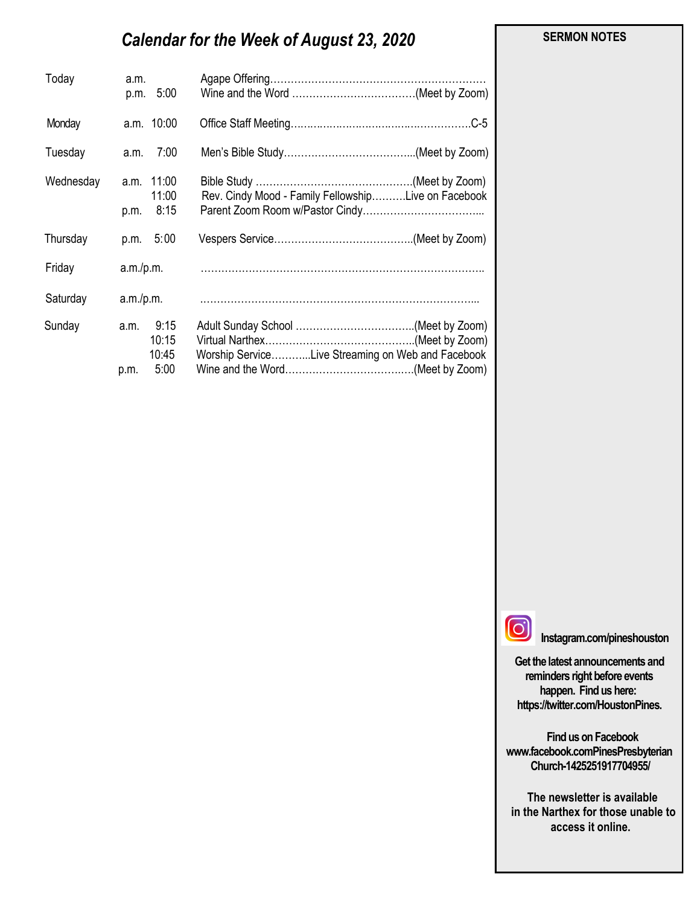## *Calendar for the Week of August 23, 2020*

| Day | Time | | Event |
|---|---|---|---|
| Today | a.m. | | Agape Offering…………………………………………………… |
| | p.m. | 5:00 | Wine and the Word ………………………………(Meet by Zoom) |
| Monday | a.m. | 10:00 | Office Staff Meeting……………………………………………C-5 |
| Tuesday | a.m. | 7:00 | Men's Bible Study………………………………...(Meet by Zoom) |
| Wednesday | a.m. | 11:00 | Bible Study ……………………………………….(Meet by Zoom) |
| | | 11:00 | Rev. Cindy Mood - Family Fellowship……….Live on Facebook |
| | p.m. | 8:15 | Parent Zoom Room w/Pastor Cindy……………………………... |
| Thursday | p.m. | 5:00 | Vespers Service…………………………………..(Meet by Zoom) |
| Friday | a.m./p.m. | | ……………………………………………………………………….. |
| Saturday | a.m./p.m. | | ……………………………………………………………………... |
| Sunday | a.m. | 9:15 | Adult Sunday School ……………………………..(Meet by Zoom) |
| | | 10:15 | Virtual Narthex……………………………………..(Meet by Zoom) |
| | | 10:45 | Worship Service………..Live Streaming on Web and Facebook |
| | p.m. | 5:00 | Wine and the Word……………………………….(Meet by Zoom) |

**SERMON NOTES**

**Instagram.com/pineshouston**

**Get the latest announcements and reminders right before events happen. Find us here: https://twitter.com/HoustonPines.**

**Find us on Facebook www.facebook.comPinesPresbyterian Church-1425251917704955/**

**The newsletter is available in the Narthex for those unable to access it online.**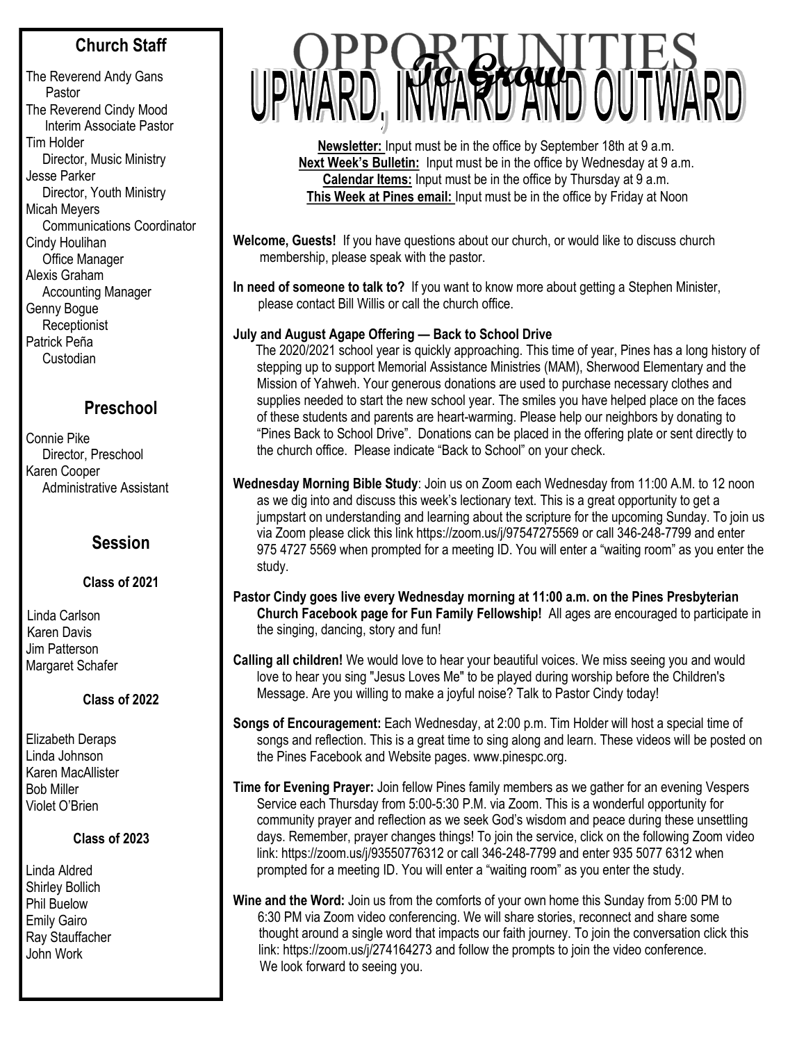# OPPORTUNITIES *To Grow* UPWARD, INWARD AND OUTWARD

**Newsletter:** Input must be in the office by September 18th at 9 a.m.
**Next Week's Bulletin:** Input must be in the office by Wednesday at 9 a.m.
**Calendar Items:** Input must be in the office by Thursday at 9 a.m.
**This Week at Pines email:** Input must be in the office by Friday at Noon

**Welcome, Guests!** If you have questions about our church, or would like to discuss church membership, please speak with the pastor.

**In need of someone to talk to?** If you want to know more about getting a Stephen Minister, please contact Bill Willis or call the church office.

**July and August Agape Offering — Back to School Drive**
The 2020/2021 school year is quickly approaching. This time of year, Pines has a long history of stepping up to support Memorial Assistance Ministries (MAM), Sherwood Elementary and the Mission of Yahweh. Your generous donations are used to purchase necessary clothes and supplies needed to start the new school year. The smiles you have helped place on the faces of these students and parents are heart-warming. Please help our neighbors by donating to "Pines Back to School Drive". Donations can be placed in the offering plate or sent directly to the church office. Please indicate "Back to School" on your check.

**Wednesday Morning Bible Study**: Join us on Zoom each Wednesday from 11:00 A.M. to 12 noon as we dig into and discuss this week's lectionary text. This is a great opportunity to get a jumpstart on understanding and learning about the scripture for the upcoming Sunday. To join us via Zoom please click this link https://zoom.us/j/97547275569 or call 346-248-7799 and enter 975 4727 5569 when prompted for a meeting ID. You will enter a "waiting room" as you enter the study.

**Pastor Cindy goes live every Wednesday morning at 11:00 a.m. on the Pines Presbyterian Church Facebook page for Fun Family Fellowship!** All ages are encouraged to participate in the singing, dancing, story and fun!

**Calling all children!** We would love to hear your beautiful voices. We miss seeing you and would love to hear you sing "Jesus Loves Me" to be played during worship before the Children's Message. Are you willing to make a joyful noise? Talk to Pastor Cindy today!

**Songs of Encouragement:** Each Wednesday, at 2:00 p.m. Tim Holder will host a special time of songs and reflection. This is a great time to sing along and learn. These videos will be posted on the Pines Facebook and Website pages. www.pinespc.org.

**Time for Evening Prayer:** Join fellow Pines family members as we gather for an evening Vespers Service each Thursday from 5:00-5:30 P.M. via Zoom. This is a wonderful opportunity for community prayer and reflection as we seek God's wisdom and peace during these unsettling days. Remember, prayer changes things! To join the service, click on the following Zoom video link: https://zoom.us/j/93550776312 or call 346-248-7799 and enter 935 5077 6312 when prompted for a meeting ID. You will enter a "waiting room" as you enter the study.

**Wine and the Word:** Join us from the comforts of your own home this Sunday from 5:00 PM to 6:30 PM via Zoom video conferencing. We will share stories, reconnect and share some thought around a single word that impacts our faith journey. To join the conversation click this link: https://zoom.us/j/274164273 and follow the prompts to join the video conference. We look forward to seeing you.

## Church Staff

The Reverend Andy Gans
Pastor
The Reverend Cindy Mood
Interim Associate Pastor
Tim Holder
Director, Music Ministry
Jesse Parker
Director, Youth Ministry
Micah Meyers
Communications Coordinator
Cindy Houlihan
Office Manager
Alexis Graham
Accounting Manager
Genny Bogue
Receptionist
Patrick Peña
Custodian

## Preschool

Connie Pike
Director, Preschool
Karen Cooper
Administrative Assistant

## Session

### Class of 2021

Linda Carlson
Karen Davis
Jim Patterson
Margaret Schafer

### Class of 2022

Elizabeth Deraps
Linda Johnson
Karen MacAllister
Bob Miller
Violet O'Brien

### Class of 2023

Linda Aldred
Shirley Bollich
Phil Buelow
Emily Gairo
Ray Stauffacher
John Work